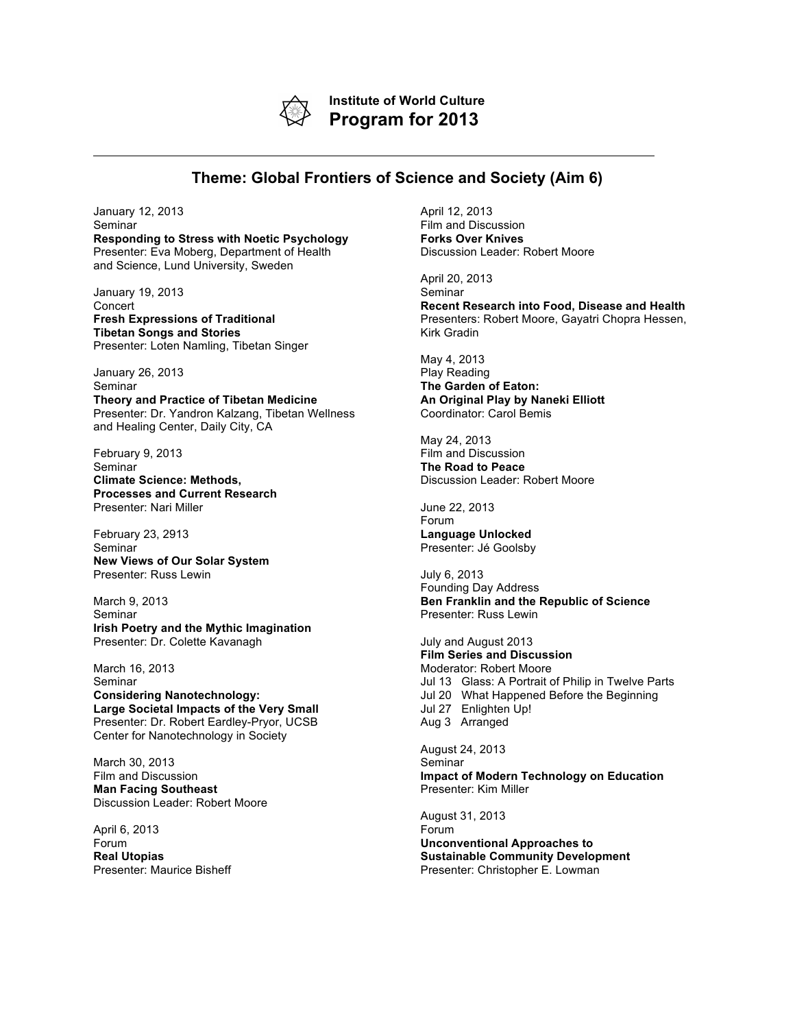**Institute of World Culture**

# Program for 2013

---

## Theme: Global Frontiers of Science and Society (Aim 6)

January 12, 2013
Seminar
**Responding to Stress with Noetic Psychology**
Presenter: Eva Moberg, Department of Health and Science, Lund University, Sweden

January 19, 2013
Concert
**Fresh Expressions of Traditional Tibetan Songs and Stories**
Presenter: Loten Namling, Tibetan Singer

January 26, 2013
Seminar
**Theory and Practice of Tibetan Medicine**
Presenter: Dr. Yandron Kalzang, Tibetan Wellness and Healing Center, Daily City, CA

February 9, 2013
Seminar
**Climate Science: Methods, Processes and Current Research**
Presenter: Nari Miller

February 23, 2913
Seminar
**New Views of Our Solar System**
Presenter: Russ Lewin

March 9, 2013
Seminar
**Irish Poetry and the Mythic Imagination**
Presenter: Dr. Colette Kavanagh

March 16, 2013
Seminar
**Considering Nanotechnology: Large Societal Impacts of the Very Small**
Presenter: Dr. Robert Eardley-Pryor, UCSB Center for Nanotechnology in Society

March 30, 2013
Film and Discussion
**Man Facing Southeast**
Discussion Leader: Robert Moore

April 6, 2013
Forum
**Real Utopias**
Presenter: Maurice Bisheff

April 12, 2013
Film and Discussion
**Forks Over Knives**
Discussion Leader: Robert Moore

April 20, 2013
Seminar
**Recent Research into Food, Disease and Health**
Presenters: Robert Moore, Gayatri Chopra Hessen, Kirk Gradin

May 4, 2013
Play Reading
**The Garden of Eaton: An Original Play by Naneki Elliott**
Coordinator: Carol Bemis

May 24, 2013
Film and Discussion
**The Road to Peace**
Discussion Leader: Robert Moore

June 22, 2013
Forum
**Language Unlocked**
Presenter: Jé Goolsby

July 6, 2013
Founding Day Address
**Ben Franklin and the Republic of Science**
Presenter: Russ Lewin

July and August 2013
**Film Series and Discussion**
Moderator: Robert Moore
Jul 13 Glass: A Portrait of Philip in Twelve Parts
Jul 20 What Happened Before the Beginning
Jul 27 Enlighten Up!
Aug 3 Arranged

August 24, 2013
Seminar
**Impact of Modern Technology on Education**
Presenter: Kim Miller

August 31, 2013
Forum
**Unconventional Approaches to Sustainable Community Development**
Presenter: Christopher E. Lowman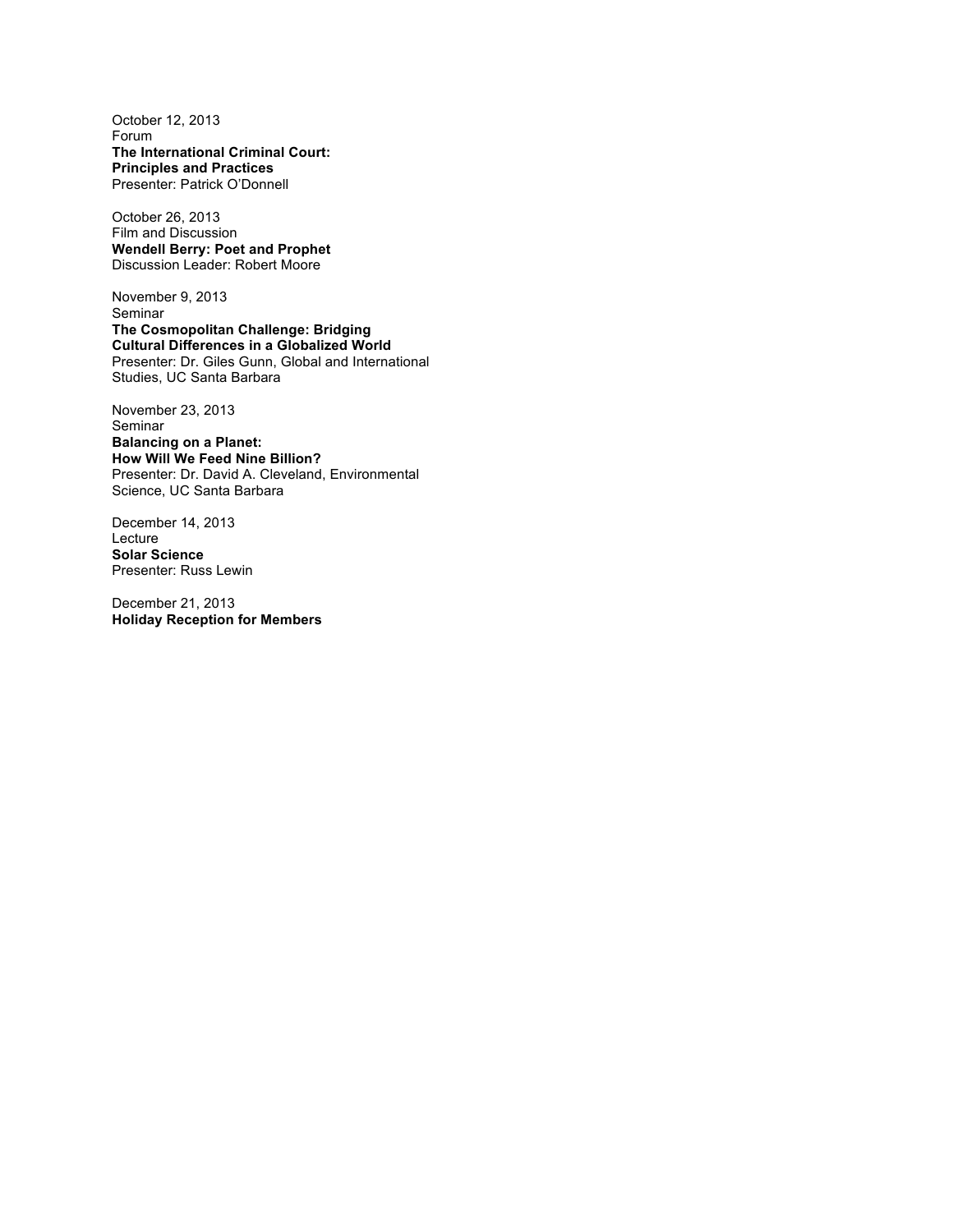October 12, 2013
Forum
**The International Criminal Court: Principles and Practices**
Presenter: Patrick O'Donnell

October 26, 2013
Film and Discussion
**Wendell Berry: Poet and Prophet**
Discussion Leader: Robert Moore

November 9, 2013
Seminar
**The Cosmopolitan Challenge: Bridging Cultural Differences in a Globalized World**
Presenter: Dr. Giles Gunn, Global and International Studies, UC Santa Barbara

November 23, 2013
Seminar
**Balancing on a Planet: How Will We Feed Nine Billion?**
Presenter: Dr. David A. Cleveland, Environmental Science, UC Santa Barbara

December 14, 2013
Lecture
**Solar Science**
Presenter: Russ Lewin

December 21, 2013
**Holiday Reception for Members**